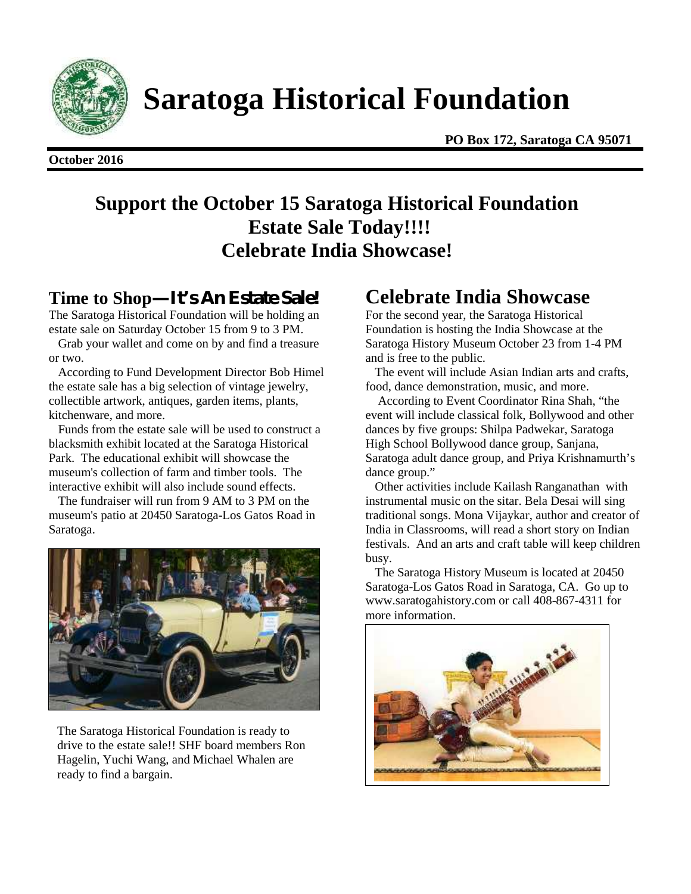# Saratoga Historical Foundation

**PO Box 172, Saratoga CA 95071**

**October 2016**

## Support the October 15 Saratoga Historical Foundation Estate Sale Today!!!! Celebrate India Showcase!

## Time to Shop—It's An Estate Sale!

The Saratoga Historical Foundation will be holding an estate sale on Saturday October 15 from 9 to 3 PM.

Grab your wallet and come on by and find a treasure or two.

According to Fund Development Director Bob Himel the estate sale has a big selection of vintage jewelry, collectible artwork, antiques, garden items, plants, kitchenware, and more.

Funds from the estate sale will be used to construct a blacksmith exhibit located at the Saratoga Historical Park. The educational exhibit will showcase the museum's collection of farm and timber tools. The interactive exhibit will also include sound effects.

The fundraiser will run from 9 AM to 3 PM on the museum's patio at 20450 Saratoga-Los Gatos Road in Saratoga.

The Saratoga Historical Foundation is ready to drive to the estate sale!! SHF board members Ron Hagelin, Yuchi Wang, and Michael Whalen are ready to find a bargain.

## Celebrate India Showcase

For the second year, the Saratoga Historical Foundation is hosting the India Showcase at the Saratoga History Museum October 23 from 1-4 PM and is free to the public.

The event will include Asian Indian arts and crafts, food, dance demonstration, music, and more.

According to Event Coordinator Rina Shah, "the event will include classical folk, Bollywood and other dances by five groups: Shilpa Padwekar, Saratoga High School Bollywood dance group, Sanjana, Saratoga adult dance group, and Priya Krishnamurth's dance group."

Other activities include Kailash Ranganathan with instrumental music on the sitar. Bela Desai will sing traditional songs. Mona Vijaykar, author and creator of India in Classrooms, will read a short story on Indian festivals. And an arts and craft table will keep children busy.

The Saratoga History Museum is located at 20450 Saratoga-Los Gatos Road in Saratoga, CA. Go up to www.saratogahistory.com or call 408-867-4311 for more information.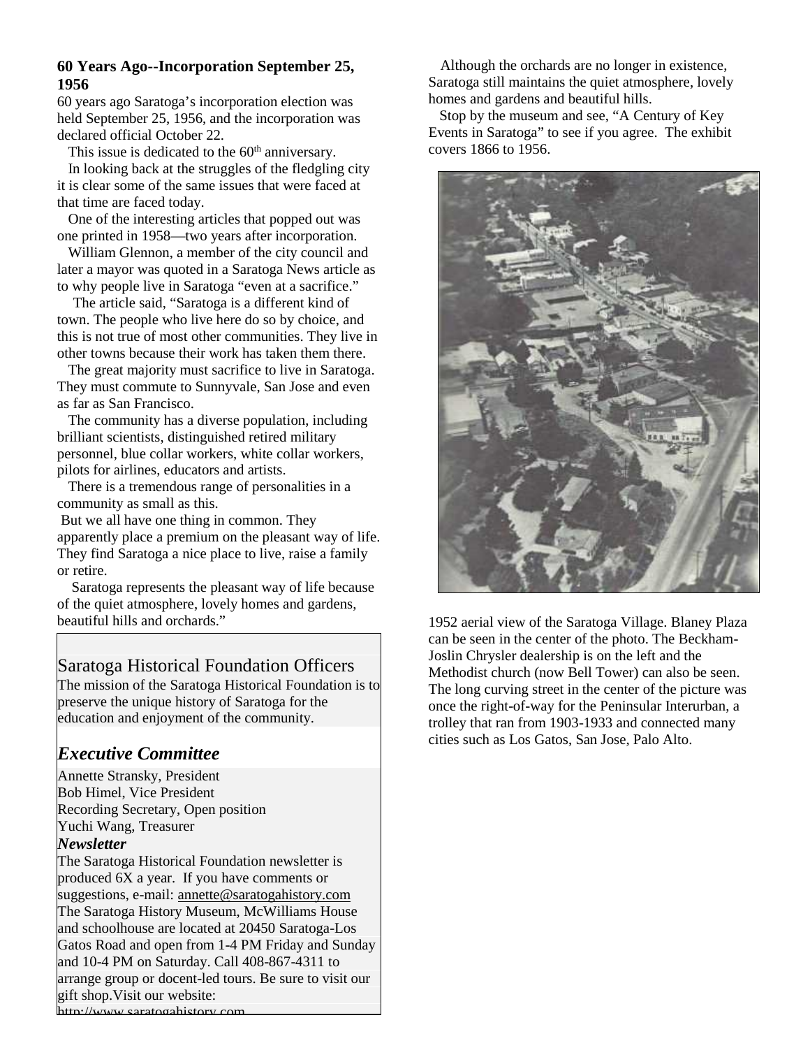## 60 Years Ago--Incorporation September 25, 1956

60 years ago Saratoga's incorporation election was held September 25, 1956, and the incorporation was declared official October 22.

This issue is dedicated to the 60th anniversary.

In looking back at the struggles of the fledgling city it is clear some of the same issues that were faced at that time are faced today.

One of the interesting articles that popped out was one printed in 1958—two years after incorporation.

William Glennon, a member of the city council and later a mayor was quoted in a Saratoga News article as to why people live in Saratoga "even at a sacrifice."

The article said, "Saratoga is a different kind of town. The people who live here do so by choice, and this is not true of most other communities. They live in other towns because their work has taken them there.

The great majority must sacrifice to live in Saratoga. They must commute to Sunnyvale, San Jose and even as far as San Francisco.

The community has a diverse population, including brilliant scientists, distinguished retired military personnel, blue collar workers, white collar workers, pilots for airlines, educators and artists.

There is a tremendous range of personalities in a community as small as this.

But we all have one thing in common. They apparently place a premium on the pleasant way of life. They find Saratoga a nice place to live, raise a family or retire.

Saratoga represents the pleasant way of life because of the quiet atmosphere, lovely homes and gardens, beautiful hills and orchards."

Although the orchards are no longer in existence, Saratoga still maintains the quiet atmosphere, lovely homes and gardens and beautiful hills.

Stop by the museum and see, "A Century of Key Events in Saratoga" to see if you agree. The exhibit covers 1866 to 1956.

1952 aerial view of the Saratoga Village. Blaney Plaza can be seen in the center of the photo. The Beckham-Joslin Chrysler dealership is on the left and the Methodist church (now Bell Tower) can also be seen. The long curving street in the center of the picture was once the right-of-way for the Peninsular Interurban, a trolley that ran from 1903-1933 and connected many cities such as Los Gatos, San Jose, Palo Alto.

## Saratoga Historical Foundation Officers

The mission of the Saratoga Historical Foundation is to preserve the unique history of Saratoga for the education and enjoyment of the community.

### *Executive Committee*

Annette Stransky, President
Bob Himel, Vice President
Recording Secretary, Open position
Yuchi Wang, Treasurer

***Newsletter***

The Saratoga Historical Foundation newsletter is produced 6X a year. If you have comments or suggestions, e-mail: annette@saratogahistory.com
The Saratoga History Museum, McWilliams House and schoolhouse are located at 20450 Saratoga-Los Gatos Road and open from 1-4 PM Friday and Sunday and 10-4 PM on Saturday. Call 408-867-4311 to arrange group or docent-led tours. Be sure to visit our gift shop. Visit our website: http://www.saratogahistory.com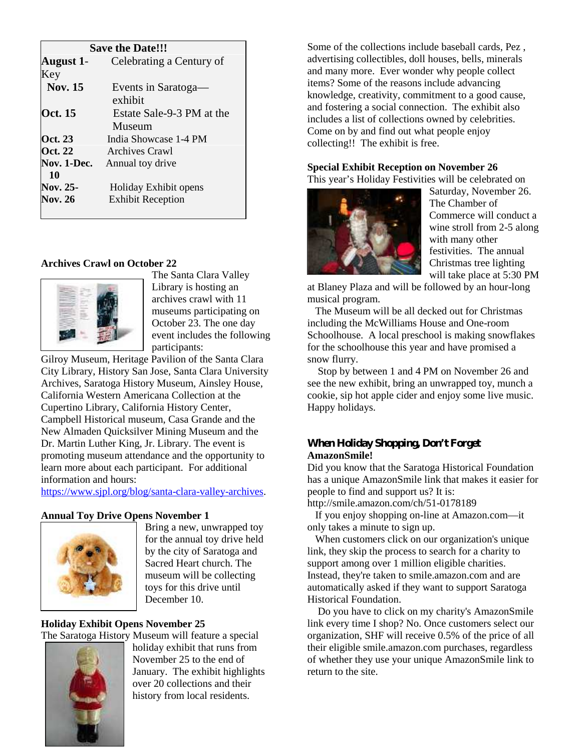| Save the Date!!! | |
|---|---|
| **August 1-Key** | Celebrating a Century of |
| **Nov. 15** | Events in Saratoga—exhibit |
| **Oct. 15** | Estate Sale-9-3 PM at the Museum |
| **Oct. 23** | India Showcase 1-4 PM |
| **Oct. 22** | Archives Crawl |
| **Nov. 1-Dec. 10** | Annual toy drive |
| **Nov. 25-** | Holiday Exhibit opens |
| **Nov. 26** | Exhibit Reception |

**Archives Crawl on October 22**

The Santa Clara Valley Library is hosting an archives crawl with 11 museums participating on October 23. The one day event includes the following participants: Gilroy Museum, Heritage Pavilion of the Santa Clara City Library, History San Jose, Santa Clara University Archives, Saratoga History Museum, Ainsley House, California Western Americana Collection at the Cupertino Library, California History Center, Campbell Historical museum, Casa Grande and the New Almaden Quicksilver Mining Museum and the Dr. Martin Luther King, Jr. Library. The event is promoting museum attendance and the opportunity to learn more about each participant. For additional information and hours: https://www.sjpl.org/blog/santa-clara-valley-archives.

**Annual Toy Drive Opens November 1**

Bring a new, unwrapped toy for the annual toy drive held by the city of Saratoga and Sacred Heart church. The museum will be collecting toys for this drive until December 10.

**Holiday Exhibit Opens November 25**

The Saratoga History Museum will feature a special holiday exhibit that runs from November 25 to the end of January. The exhibit highlights over 20 collections and their history from local residents. Some of the collections include baseball cards, Pez , advertising collectibles, doll houses, bells, minerals and many more. Ever wonder why people collect items? Some of the reasons include advancing knowledge, creativity, commitment to a good cause, and fostering a social connection. The exhibit also includes a list of collections owned by celebrities. Come on by and find out what people enjoy collecting!! The exhibit is free.

**Special Exhibit Reception on November 26**

This year's Holiday Festivities will be celebrated on Saturday, November 26. The Chamber of Commerce will conduct a wine stroll from 2-5 along with many other festivities. The annual Christmas tree lighting will take place at 5:30 PM at Blaney Plaza and will be followed by an hour-long musical program.

The Museum will be all decked out for Christmas including the McWilliams House and One-room Schoolhouse. A local preschool is making snowflakes for the schoolhouse this year and have promised a snow flurry.

Stop by between 1 and 4 PM on November 26 and see the new exhibit, bring an unwrapped toy, munch a cookie, sip hot apple cider and enjoy some live music. Happy holidays.

***When Holiday Shopping, Don't Forget* AmazonSmile!**

Did you know that the Saratoga Historical Foundation has a unique AmazonSmile link that makes it easier for people to find and support us? It is: http://smile.amazon.com/ch/51-0178189

If you enjoy shopping on-line at Amazon.com—it only takes a minute to sign up.

When customers click on our organization's unique link, they skip the process to search for a charity to support among over 1 million eligible charities. Instead, they're taken to smile.amazon.com and are automatically asked if they want to support Saratoga Historical Foundation.

Do you have to click on my charity's AmazonSmile link every time I shop? No. Once customers select our organization, SHF will receive 0.5% of the price of all their eligible smile.amazon.com purchases, regardless of whether they use your unique AmazonSmile link to return to the site.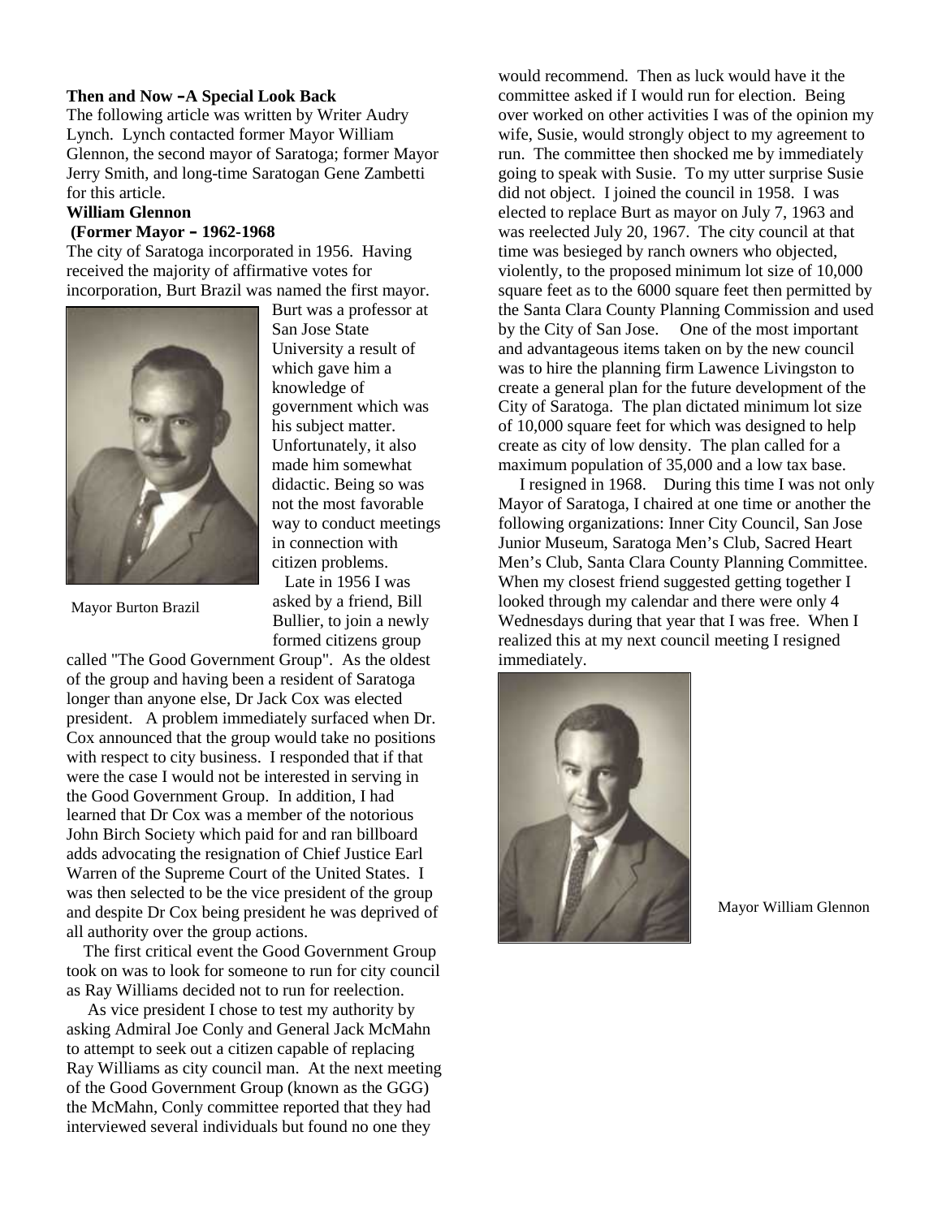**Then and Now –A Special Look Back**

The following article was written by Writer Audry Lynch. Lynch contacted former Mayor William Glennon, the second mayor of Saratoga; former Mayor Jerry Smith, and long-time Saratogan Gene Zambetti for this article.

**William Glennon**

**(Former Mayor – 1962-1968**

The city of Saratoga incorporated in 1956. Having received the majority of affirmative votes for incorporation, Burt Brazil was named the first mayor. Burt was a professor at San Jose State University a result of which gave him a knowledge of government which was his subject matter. Unfortunately, it also made him somewhat didactic. Being so was not the most favorable way to conduct meetings in connection with citizen problems.

Mayor Burton Brazil

Late in 1956 I was asked by a friend, Bill Bullier, to join a newly formed citizens group called "The Good Government Group". As the oldest of the group and having been a resident of Saratoga longer than anyone else, Dr Jack Cox was elected president. A problem immediately surfaced when Dr. Cox announced that the group would take no positions with respect to city business. I responded that if that were the case I would not be interested in serving in the Good Government Group. In addition, I had learned that Dr Cox was a member of the notorious John Birch Society which paid for and ran billboard adds advocating the resignation of Chief Justice Earl Warren of the Supreme Court of the United States. I was then selected to be the vice president of the group and despite Dr Cox being president he was deprived of all authority over the group actions.

The first critical event the Good Government Group took on was to look for someone to run for city council as Ray Williams decided not to run for reelection.

As vice president I chose to test my authority by asking Admiral Joe Conly and General Jack McMahn to attempt to seek out a citizen capable of replacing Ray Williams as city council man. At the next meeting of the Good Government Group (known as the GGG) the McMahn, Conly committee reported that they had interviewed several individuals but found no one they would recommend. Then as luck would have it the committee asked if I would run for election. Being over worked on other activities I was of the opinion my wife, Susie, would strongly object to my agreement to run. The committee then shocked me by immediately going to speak with Susie. To my utter surprise Susie did not object. I joined the council in 1958. I was elected to replace Burt as mayor on July 7, 1963 and was reelected July 20, 1967. The city council at that time was besieged by ranch owners who objected, violently, to the proposed minimum lot size of 10,000 square feet as to the 6000 square feet then permitted by the Santa Clara County Planning Commission and used by the City of San Jose. One of the most important and advantageous items taken on by the new council was to hire the planning firm Lawence Livingston to create a general plan for the future development of the City of Saratoga. The plan dictated minimum lot size of 10,000 square feet for which was designed to help create as city of low density. The plan called for a maximum population of 35,000 and a low tax base.

I resigned in 1968. During this time I was not only Mayor of Saratoga, I chaired at one time or another the following organizations: Inner City Council, San Jose Junior Museum, Saratoga Men's Club, Sacred Heart Men's Club, Santa Clara County Planning Committee. When my closest friend suggested getting together I looked through my calendar and there were only 4 Wednesdays during that year that I was free. When I realized this at my next council meeting I resigned immediately.

Mayor William Glennon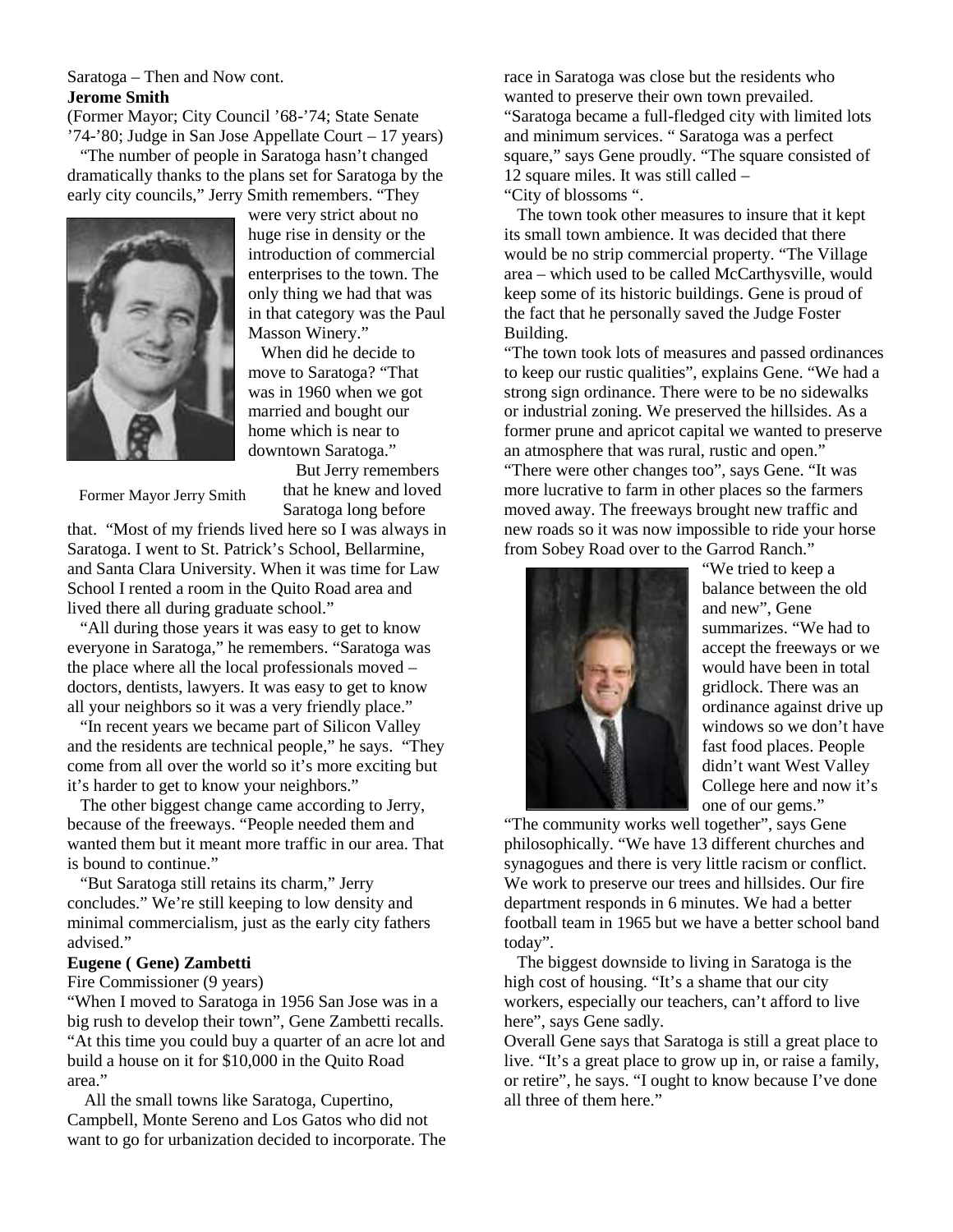Saratoga – Then and Now cont.

**Jerome Smith**

(Former Mayor; City Council '68-'74; State Senate '74-'80; Judge in San Jose Appellate Court – 17 years)

"The number of people in Saratoga hasn't changed dramatically thanks to the plans set for Saratoga by the early city councils," Jerry Smith remembers. "They were very strict about no huge rise in density or the introduction of commercial enterprises to the town. The only thing we had that was in that category was the Paul Masson Winery."

Former Mayor Jerry Smith

When did he decide to move to Saratoga? "That was in 1960 when we got married and bought our home which is near to downtown Saratoga."

But Jerry remembers that he knew and loved Saratoga long before that. "Most of my friends lived here so I was always in Saratoga. I went to St. Patrick's School, Bellarmine, and Santa Clara University. When it was time for Law School I rented a room in the Quito Road area and lived there all during graduate school."

"All during those years it was easy to get to know everyone in Saratoga," he remembers. "Saratoga was the place where all the local professionals moved – doctors, dentists, lawyers. It was easy to get to know all your neighbors so it was a very friendly place."

"In recent years we became part of Silicon Valley and the residents are technical people," he says. "They come from all over the world so it's more exciting but it's harder to get to know your neighbors."

The other biggest change came according to Jerry, because of the freeways. "People needed them and wanted them but it meant more traffic in our area. That is bound to continue."

"But Saratoga still retains its charm," Jerry concludes." We're still keeping to low density and minimal commercialism, just as the early city fathers advised."

**Eugene ( Gene) Zambetti**

Fire Commissioner (9 years)

"When I moved to Saratoga in 1956 San Jose was in a big rush to develop their town", Gene Zambetti recalls. "At this time you could buy a quarter of an acre lot and build a house on it for $10,000 in the Quito Road area."

All the small towns like Saratoga, Cupertino, Campbell, Monte Sereno and Los Gatos who did not want to go for urbanization decided to incorporate. The race in Saratoga was close but the residents who wanted to preserve their own town prevailed. "Saratoga became a full-fledged city with limited lots and minimum services. " Saratoga was a perfect square," says Gene proudly. "The square consisted of 12 square miles. It was still called – "City of blossoms ".

The town took other measures to insure that it kept its small town ambience. It was decided that there would be no strip commercial property. "The Village area – which used to be called McCarthysville, would keep some of its historic buildings. Gene is proud of the fact that he personally saved the Judge Foster Building.

"The town took lots of measures and passed ordinances to keep our rustic qualities", explains Gene. "We had a strong sign ordinance. There were to be no sidewalks or industrial zoning. We preserved the hillsides. As a former prune and apricot capital we wanted to preserve an atmosphere that was rural, rustic and open."

"There were other changes too", says Gene. "It was more lucrative to farm in other places so the farmers moved away. The freeways brought new traffic and new roads so it was now impossible to ride your horse from Sobey Road over to the Garrod Ranch."

"We tried to keep a balance between the old and new", Gene summarizes. "We had to accept the freeways or we would have been in total gridlock. There was an ordinance against drive up windows so we don't have fast food places. People didn't want West Valley College here and now it's one of our gems."

"The community works well together", says Gene philosophically. "We have 13 different churches and synagogues and there is very little racism or conflict. We work to preserve our trees and hillsides. Our fire department responds in 6 minutes. We had a better football team in 1965 but we have a better school band today".

The biggest downside to living in Saratoga is the high cost of housing. "It's a shame that our city workers, especially our teachers, can't afford to live here", says Gene sadly.

Overall Gene says that Saratoga is still a great place to live. "It's a great place to grow up in, or raise a family, or retire", he says. "I ought to know because I've done all three of them here."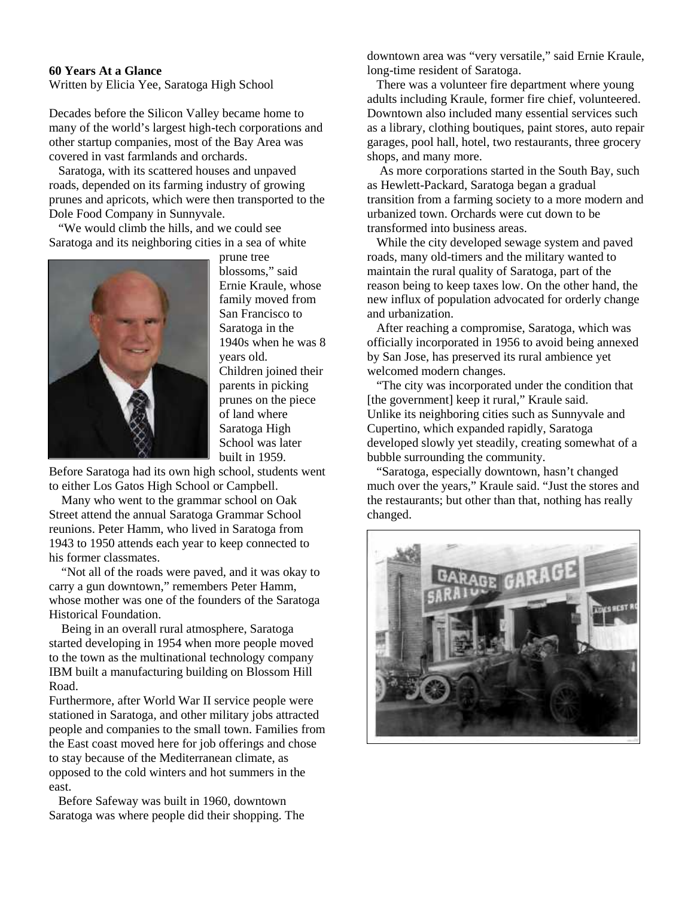**60 Years At a Glance**

Written by Elicia Yee, Saratoga High School

Decades before the Silicon Valley became home to many of the world's largest high-tech corporations and other startup companies, most of the Bay Area was covered in vast farmlands and orchards.

Saratoga, with its scattered houses and unpaved roads, depended on its farming industry of growing prunes and apricots, which were then transported to the Dole Food Company in Sunnyvale.

"We would climb the hills, and we could see Saratoga and its neighboring cities in a sea of white prune tree blossoms," said Ernie Kraule, whose family moved from San Francisco to Saratoga in the 1940s when he was 8 years old. Children joined their parents in picking prunes on the piece of land where Saratoga High School was later built in 1959. Before Saratoga had its own high school, students went to either Los Gatos High School or Campbell.

Many who went to the grammar school on Oak Street attend the annual Saratoga Grammar School reunions. Peter Hamm, who lived in Saratoga from 1943 to 1950 attends each year to keep connected to his former classmates.

"Not all of the roads were paved, and it was okay to carry a gun downtown," remembers Peter Hamm, whose mother was one of the founders of the Saratoga Historical Foundation.

Being in an overall rural atmosphere, Saratoga started developing in 1954 when more people moved to the town as the multinational technology company IBM built a manufacturing building on Blossom Hill Road.

Furthermore, after World War II service people were stationed in Saratoga, and other military jobs attracted people and companies to the small town. Families from the East coast moved here for job offerings and chose to stay because of the Mediterranean climate, as opposed to the cold winters and hot summers in the east.

Before Safeway was built in 1960, downtown Saratoga was where people did their shopping. The downtown area was "very versatile," said Ernie Kraule, long-time resident of Saratoga.

There was a volunteer fire department where young adults including Kraule, former fire chief, volunteered. Downtown also included many essential services such as a library, clothing boutiques, paint stores, auto repair garages, pool hall, hotel, two restaurants, three grocery shops, and many more.

As more corporations started in the South Bay, such as Hewlett-Packard, Saratoga began a gradual transition from a farming society to a more modern and urbanized town. Orchards were cut down to be transformed into business areas.

While the city developed sewage system and paved roads, many old-timers and the military wanted to maintain the rural quality of Saratoga, part of the reason being to keep taxes low. On the other hand, the new influx of population advocated for orderly change and urbanization.

After reaching a compromise, Saratoga, which was officially incorporated in 1956 to avoid being annexed by San Jose, has preserved its rural ambience yet welcomed modern changes.

"The city was incorporated under the condition that [the government] keep it rural," Kraule said.

Unlike its neighboring cities such as Sunnyvale and Cupertino, which expanded rapidly, Saratoga developed slowly yet steadily, creating somewhat of a bubble surrounding the community.

"Saratoga, especially downtown, hasn't changed much over the years," Kraule said. "Just the stores and the restaurants; but other than that, nothing has really changed.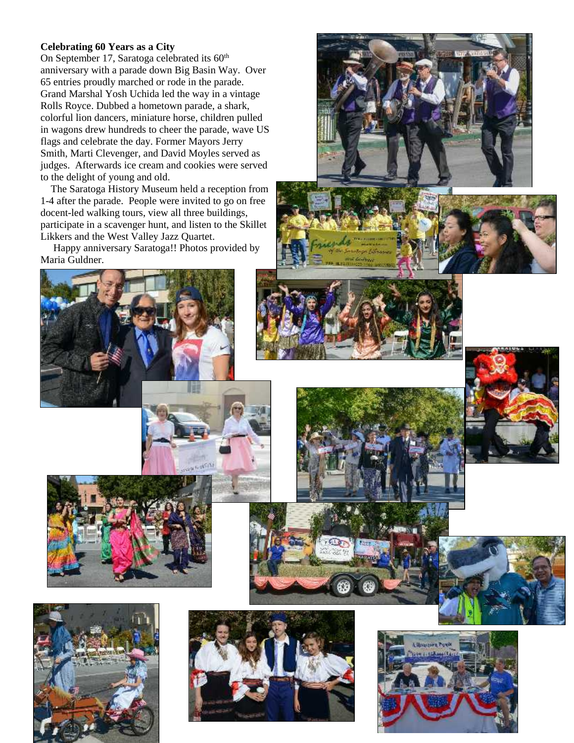**Celebrating 60 Years as a City**

On September 17, Saratoga celebrated its 60th anniversary with a parade down Big Basin Way. Over 65 entries proudly marched or rode in the parade. Grand Marshal Yosh Uchida led the way in a vintage Rolls Royce. Dubbed a hometown parade, a shark, colorful lion dancers, miniature horse, children pulled in wagons drew hundreds to cheer the parade, wave US flags and celebrate the day. Former Mayors Jerry Smith, Marti Clevenger, and David Moyles served as judges. Afterwards ice cream and cookies were served to the delight of young and old.

The Saratoga History Museum held a reception from 1-4 after the parade. People were invited to go on free docent-led walking tours, view all three buildings, participate in a scavenger hunt, and listen to the Skillet Likkers and the West Valley Jazz Quartet.

Happy anniversary Saratoga!! Photos provided by Maria Guldner.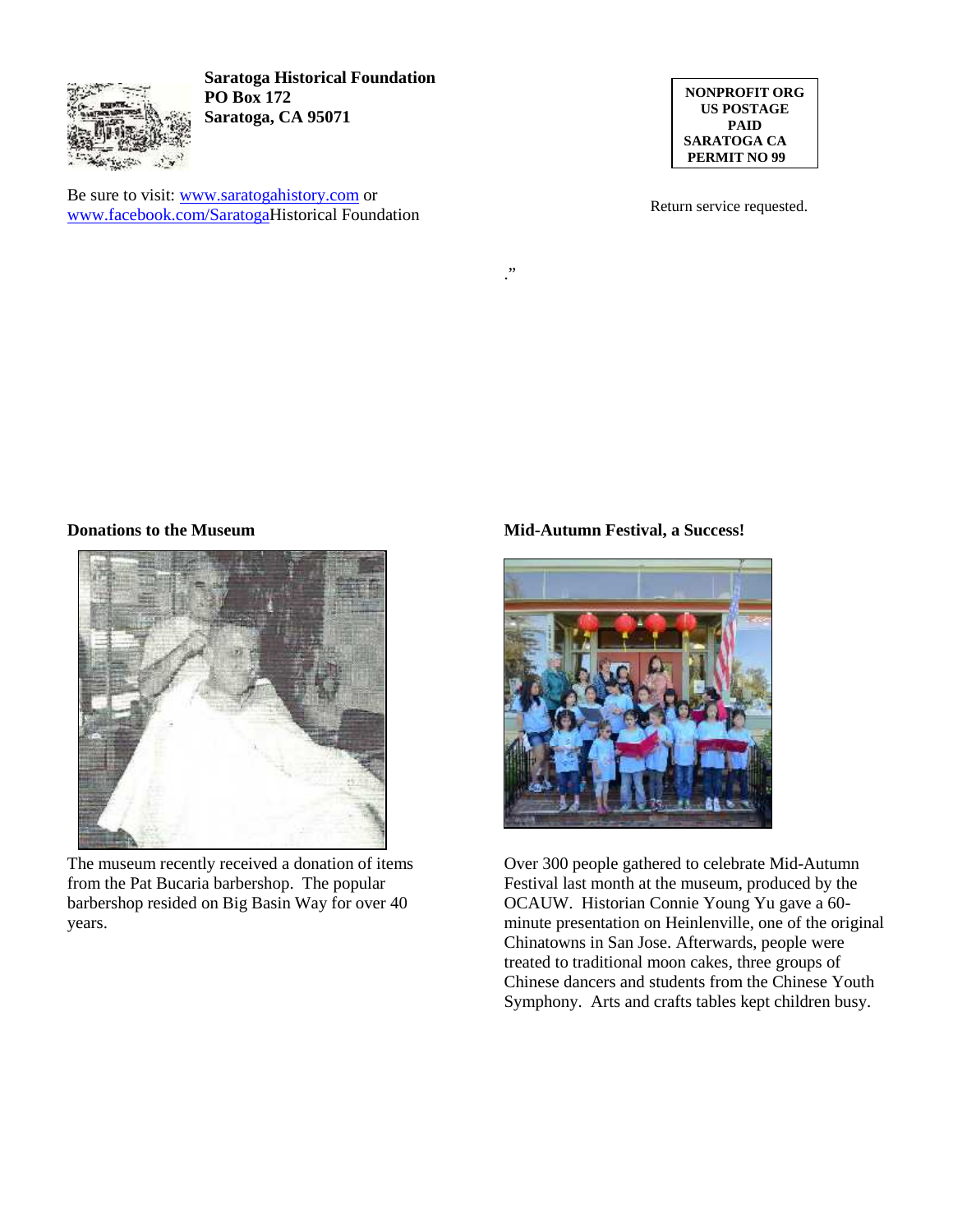**Saratoga Historical Foundation**
**PO Box 172**
**Saratoga, CA 95071**

Be sure to visit: [www.saratogahistory.com](http://www.saratogahistory.com) or [www.facebook.com/Saratoga](http://www.facebook.com/Saratoga)Historical Foundation

**NONPROFIT ORG**
**US POSTAGE**
**PAID**
**SARATOGA CA**
**PERMIT NO 99**

Return service requested.

."

### Donations to the Museum

The museum recently received a donation of items from the Pat Bucaria barbershop. The popular barbershop resided on Big Basin Way for over 40 years.

### Mid-Autumn Festival, a Success!

Over 300 people gathered to celebrate Mid-Autumn Festival last month at the museum, produced by the OCAUW. Historian Connie Young Yu gave a 60-minute presentation on Heinlenville, one of the original Chinatowns in San Jose. Afterwards, people were treated to traditional moon cakes, three groups of Chinese dancers and students from the Chinese Youth Symphony. Arts and crafts tables kept children busy.